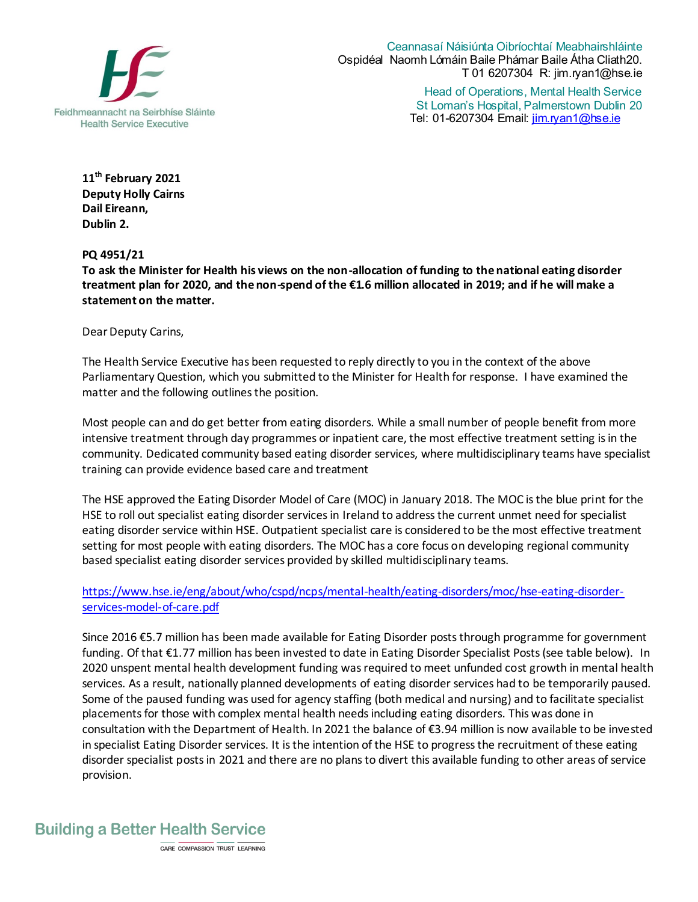Feidhmeannacht na Seirbhíse Sláinte
Health Service Executive

Ceannasaí Náisiúnta Oibríochtaí Meabhairshláinte
Ospidéal Naomh Lómáin Baile Phámar Baile Átha Cliath20.
T 01 6207304 R: jim.ryan1@hse.ie

Head of Operations, Mental Health Service
St Loman's Hospital, Palmerstown Dublin 20
Tel: 01-6207304 Email: jim.ryan1@hse.ie

**11th February 2021**
**Deputy Holly Cairns**
**Dail Eireann,**
**Dublin 2.**

**PQ 4951/21**
**To ask the Minister for Health his views on the non-allocation of funding to the national eating disorder treatment plan for 2020, and the non-spend of the €1.6 million allocated in 2019; and if he will make a statement on the matter.**

Dear Deputy Carins,

The Health Service Executive has been requested to reply directly to you in the context of the above Parliamentary Question, which you submitted to the Minister for Health for response. I have examined the matter and the following outlines the position.

Most people can and do get better from eating disorders. While a small number of people benefit from more intensive treatment through day programmes or inpatient care, the most effective treatment setting is in the community. Dedicated community based eating disorder services, where multidisciplinary teams have specialist training can provide evidence based care and treatment

The HSE approved the Eating Disorder Model of Care (MOC) in January 2018. The MOC is the blue print for the HSE to roll out specialist eating disorder services in Ireland to address the current unmet need for specialist eating disorder service within HSE. Outpatient specialist care is considered to be the most effective treatment setting for most people with eating disorders. The MOC has a core focus on developing regional community based specialist eating disorder services provided by skilled multidisciplinary teams.

https://www.hse.ie/eng/about/who/cspd/ncps/mental-health/eating-disorders/moc/hse-eating-disorder-services-model-of-care.pdf

Since 2016 €5.7 million has been made available for Eating Disorder posts through programme for government funding. Of that €1.77 million has been invested to date in Eating Disorder Specialist Posts (see table below). In 2020 unspent mental health development funding was required to meet unfunded cost growth in mental health services. As a result, nationally planned developments of eating disorder services had to be temporarily paused. Some of the paused funding was used for agency staffing (both medical and nursing) and to facilitate specialist placements for those with complex mental health needs including eating disorders. This was done in consultation with the Department of Health. In 2021 the balance of €3.94 million is now available to be invested in specialist Eating Disorder services. It is the intention of the HSE to progress the recruitment of these eating disorder specialist posts in 2021 and there are no plans to divert this available funding to other areas of service provision.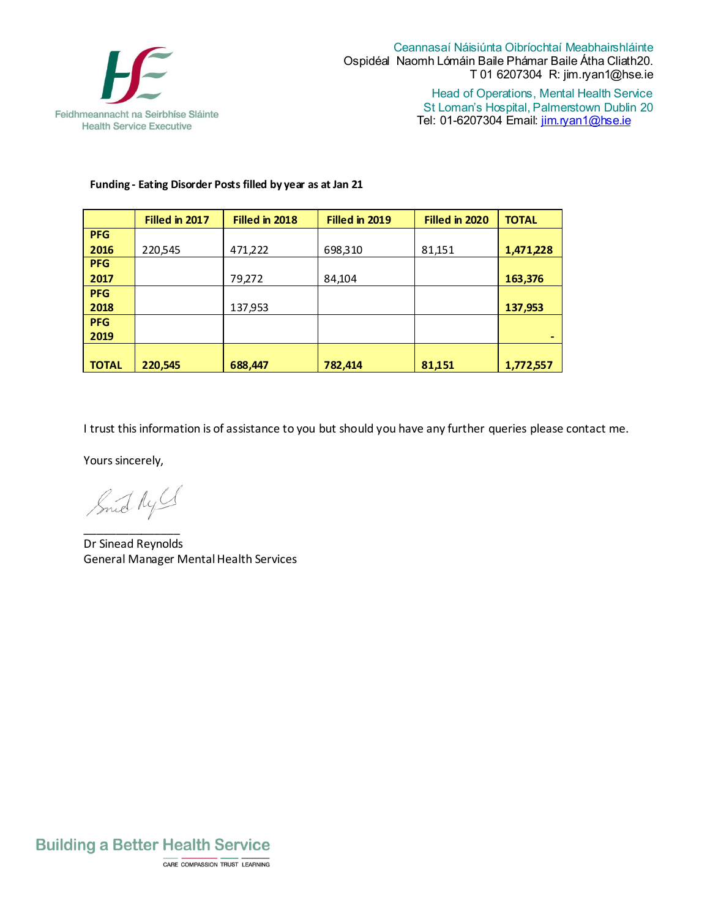Ceannasaí Náisiúnta Oibríochtaí Meabhairshláinte
Ospidéal Naomh Lómáin Baile Phámar Baile Átha Cliath20.
T 01 6207304 R: jim.ryan1@hse.ie

Head of Operations, Mental Health Service
St Loman's Hospital, Palmerstown Dublin 20
Tel: 01-6207304 Email: jim.ryan1@hse.ie

Feidhmeannacht na Seirbhíse Sláinte
Health Service Executive

**Funding - Eating Disorder Posts filled by year as at Jan 21**

| | Filled in 2017 | Filled in 2018 | Filled in 2019 | Filled in 2020 | TOTAL |
|---|---|---|---|---|---|
| **PFG 2016** | 220,545 | 471,222 | 698,310 | 81,151 | **1,471,228** |
| **PFG 2017** | | 79,272 | 84,104 | | **163,376** |
| **PFG 2018** | | 137,953 | | | **137,953** |
| **PFG 2019** | | | | | **-** |
| **TOTAL** | **220,545** | **688,447** | **782,414** | **81,151** | **1,772,557** |

I trust this information is of assistance to you but should you have any further queries please contact me.

Yours sincerely,

_______________

Dr Sinead Reynolds
General Manager Mental Health Services

Building a Better Health Service
CARE COMPASSION TRUST LEARNING